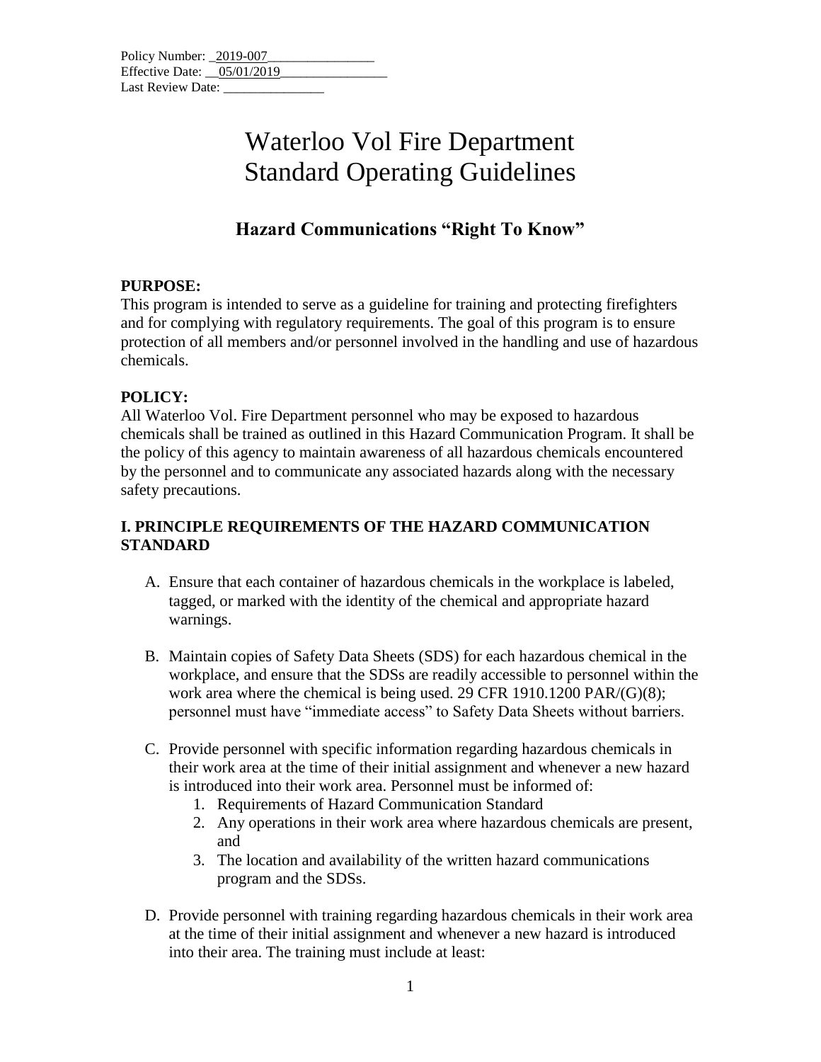Policy Number: _2019-007________________
Effective Date: __05/01/2019________________
Last Review Date: _______________

# Waterloo Vol Fire Department
# Standard Operating Guidelines

## Hazard Communications "Right To Know"

**PURPOSE:**
This program is intended to serve as a guideline for training and protecting firefighters and for complying with regulatory requirements. The goal of this program is to ensure protection of all members and/or personnel involved in the handling and use of hazardous chemicals.

**POLICY:**
All Waterloo Vol. Fire Department personnel who may be exposed to hazardous chemicals shall be trained as outlined in this Hazard Communication Program. It shall be the policy of this agency to maintain awareness of all hazardous chemicals encountered by the personnel and to communicate any associated hazards along with the necessary safety precautions.

**I. PRINCIPLE REQUIREMENTS OF THE HAZARD COMMUNICATION STANDARD**

A. Ensure that each container of hazardous chemicals in the workplace is labeled, tagged, or marked with the identity of the chemical and appropriate hazard warnings.

B. Maintain copies of Safety Data Sheets (SDS) for each hazardous chemical in the workplace, and ensure that the SDSs are readily accessible to personnel within the work area where the chemical is being used. 29 CFR 1910.1200 PAR/(G)(8); personnel must have "immediate access" to Safety Data Sheets without barriers.

C. Provide personnel with specific information regarding hazardous chemicals in their work area at the time of their initial assignment and whenever a new hazard is introduced into their work area. Personnel must be informed of:
   1. Requirements of Hazard Communication Standard
   2. Any operations in their work area where hazardous chemicals are present, and
   3. The location and availability of the written hazard communications program and the SDSs.

D. Provide personnel with training regarding hazardous chemicals in their work area at the time of their initial assignment and whenever a new hazard is introduced into their area. The training must include at least: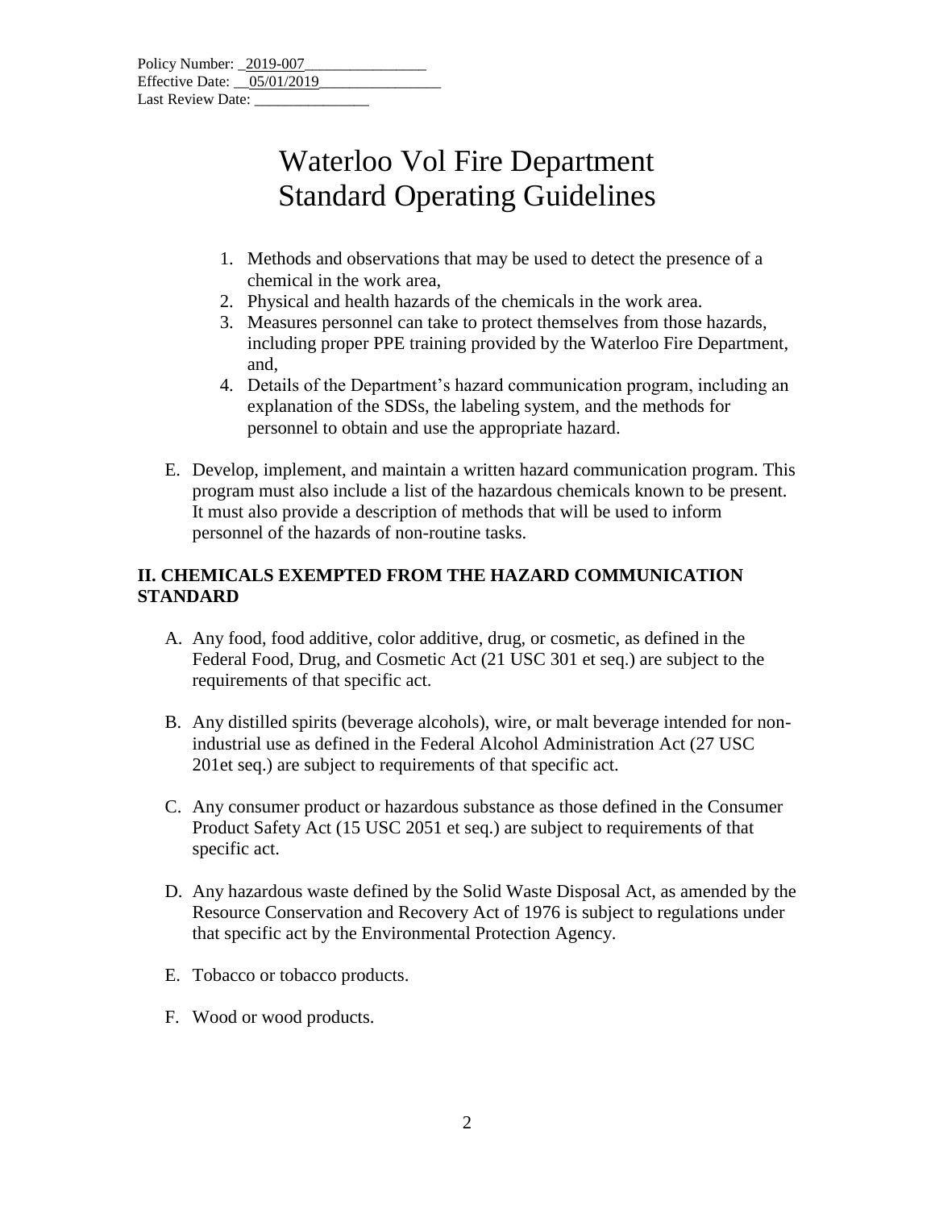Policy Number: 2019-007
Effective Date: 05/01/2019
Last Review Date: _______________

# Waterloo Vol Fire Department
# Standard Operating Guidelines

1. Methods and observations that may be used to detect the presence of a chemical in the work area,
2. Physical and health hazards of the chemicals in the work area.
3. Measures personnel can take to protect themselves from those hazards, including proper PPE training provided by the Waterloo Fire Department, and,
4. Details of the Department's hazard communication program, including an explanation of the SDSs, the labeling system, and the methods for personnel to obtain and use the appropriate hazard.

E. Develop, implement, and maintain a written hazard communication program. This program must also include a list of the hazardous chemicals known to be present. It must also provide a description of methods that will be used to inform personnel of the hazards of non-routine tasks.

## II. CHEMICALS EXEMPTED FROM THE HAZARD COMMUNICATION STANDARD

A. Any food, food additive, color additive, drug, or cosmetic, as defined in the Federal Food, Drug, and Cosmetic Act (21 USC 301 et seq.) are subject to the requirements of that specific act.

B. Any distilled spirits (beverage alcohols), wire, or malt beverage intended for non-industrial use as defined in the Federal Alcohol Administration Act (27 USC 201et seq.) are subject to requirements of that specific act.

C. Any consumer product or hazardous substance as those defined in the Consumer Product Safety Act (15 USC 2051 et seq.) are subject to requirements of that specific act.

D. Any hazardous waste defined by the Solid Waste Disposal Act, as amended by the Resource Conservation and Recovery Act of 1976 is subject to regulations under that specific act by the Environmental Protection Agency.

E. Tobacco or tobacco products.

F. Wood or wood products.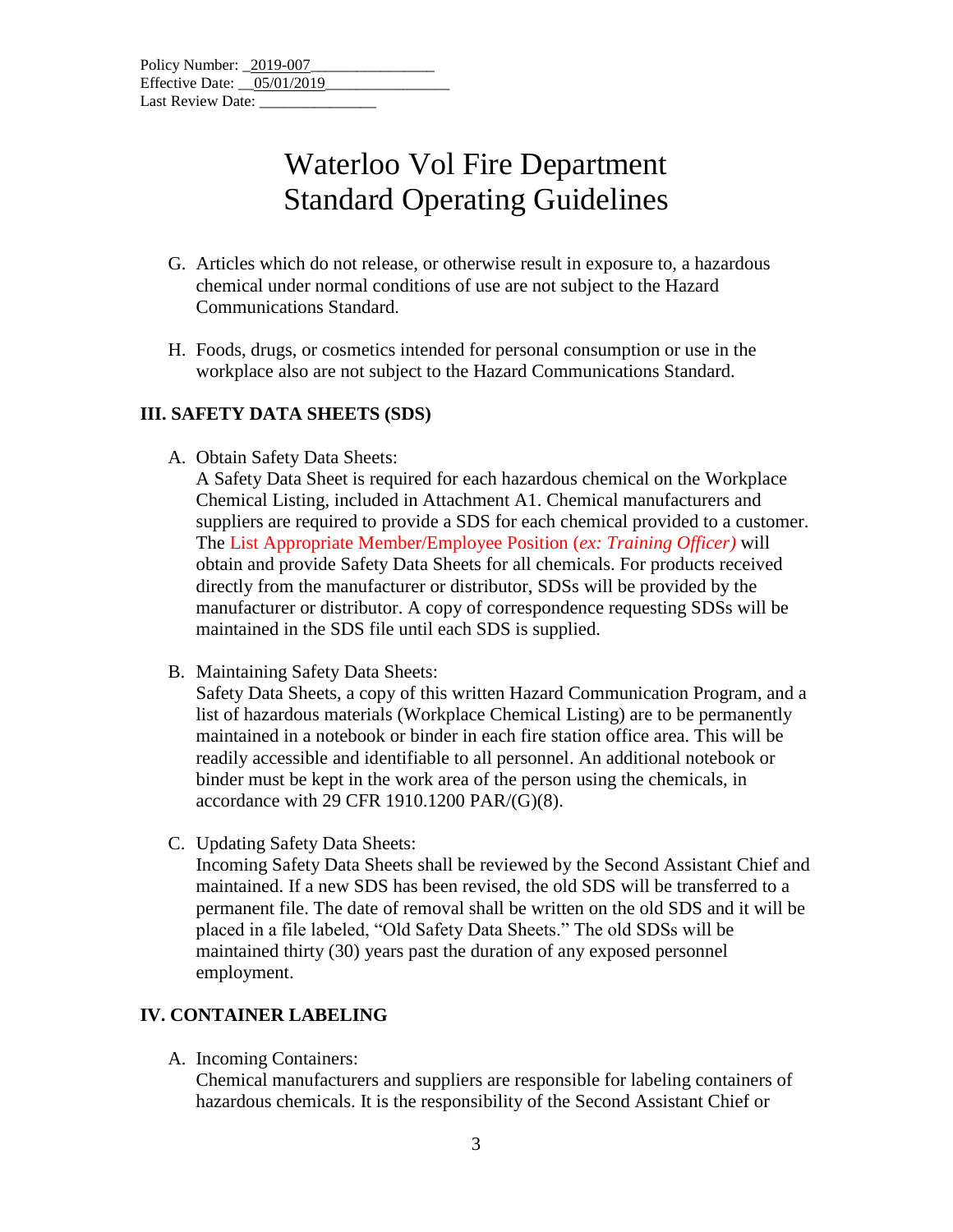Policy Number: _2019-007________________
Effective Date: __05/01/2019________________
Last Review Date: _______________

# Waterloo Vol Fire Department
# Standard Operating Guidelines

G. Articles which do not release, or otherwise result in exposure to, a hazardous chemical under normal conditions of use are not subject to the Hazard Communications Standard.

H. Foods, drugs, or cosmetics intended for personal consumption or use in the workplace also are not subject to the Hazard Communications Standard.

## III. SAFETY DATA SHEETS (SDS)

A. Obtain Safety Data Sheets:
A Safety Data Sheet is required for each hazardous chemical on the Workplace Chemical Listing, included in Attachment A1. Chemical manufacturers and suppliers are required to provide a SDS for each chemical provided to a customer. The List Appropriate Member/Employee Position (*ex: Training Officer)* will obtain and provide Safety Data Sheets for all chemicals. For products received directly from the manufacturer or distributor, SDSs will be provided by the manufacturer or distributor. A copy of correspondence requesting SDSs will be maintained in the SDS file until each SDS is supplied.

B. Maintaining Safety Data Sheets:
Safety Data Sheets, a copy of this written Hazard Communication Program, and a list of hazardous materials (Workplace Chemical Listing) are to be permanently maintained in a notebook or binder in each fire station office area. This will be readily accessible and identifiable to all personnel. An additional notebook or binder must be kept in the work area of the person using the chemicals, in accordance with 29 CFR 1910.1200 PAR/(G)(8).

C. Updating Safety Data Sheets:
Incoming Safety Data Sheets shall be reviewed by the Second Assistant Chief and maintained. If a new SDS has been revised, the old SDS will be transferred to a permanent file. The date of removal shall be written on the old SDS and it will be placed in a file labeled, "Old Safety Data Sheets." The old SDSs will be maintained thirty (30) years past the duration of any exposed personnel employment.

## IV. CONTAINER LABELING

A. Incoming Containers:
Chemical manufacturers and suppliers are responsible for labeling containers of hazardous chemicals. It is the responsibility of the Second Assistant Chief or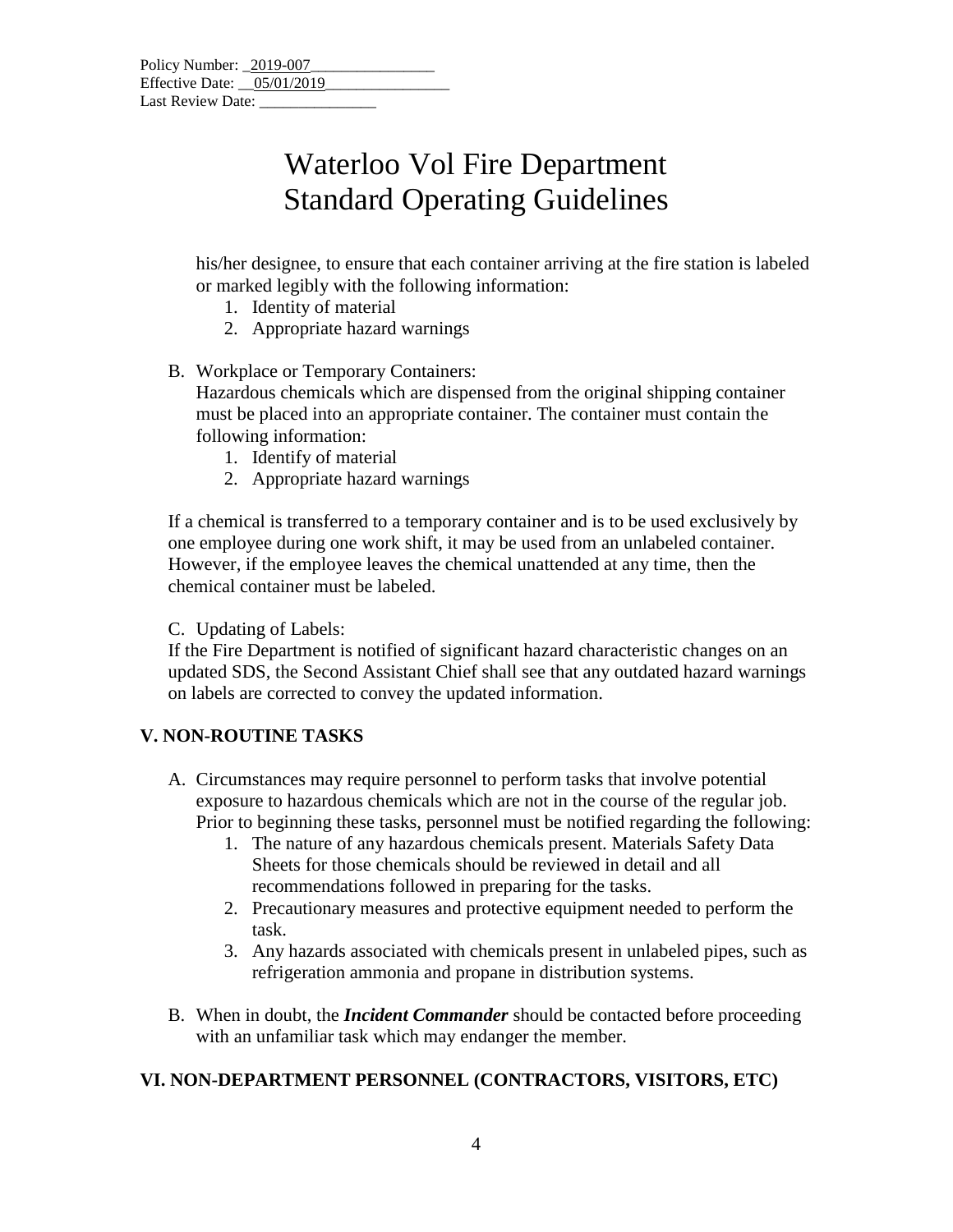Policy Number: 2019-007
Effective Date: 05/01/2019
Last Review Date: 

# Waterloo Vol Fire Department
# Standard Operating Guidelines

his/her designee, to ensure that each container arriving at the fire station is labeled or marked legibly with the following information:

1. Identity of material
2. Appropriate hazard warnings

B. Workplace or Temporary Containers:
Hazardous chemicals which are dispensed from the original shipping container must be placed into an appropriate container. The container must contain the following information:

1. Identify of material
2. Appropriate hazard warnings

If a chemical is transferred to a temporary container and is to be used exclusively by one employee during one work shift, it may be used from an unlabeled container. However, if the employee leaves the chemical unattended at any time, then the chemical container must be labeled.

C. Updating of Labels:
If the Fire Department is notified of significant hazard characteristic changes on an updated SDS, the Second Assistant Chief shall see that any outdated hazard warnings on labels are corrected to convey the updated information.

## V. NON-ROUTINE TASKS

A. Circumstances may require personnel to perform tasks that involve potential exposure to hazardous chemicals which are not in the course of the regular job. Prior to beginning these tasks, personnel must be notified regarding the following:

1. The nature of any hazardous chemicals present. Materials Safety Data Sheets for those chemicals should be reviewed in detail and all recommendations followed in preparing for the tasks.
2. Precautionary measures and protective equipment needed to perform the task.
3. Any hazards associated with chemicals present in unlabeled pipes, such as refrigeration ammonia and propane in distribution systems.

B. When in doubt, the ***Incident Commander*** should be contacted before proceeding with an unfamiliar task which may endanger the member.

## VI. NON-DEPARTMENT PERSONNEL (CONTRACTORS, VISITORS, ETC)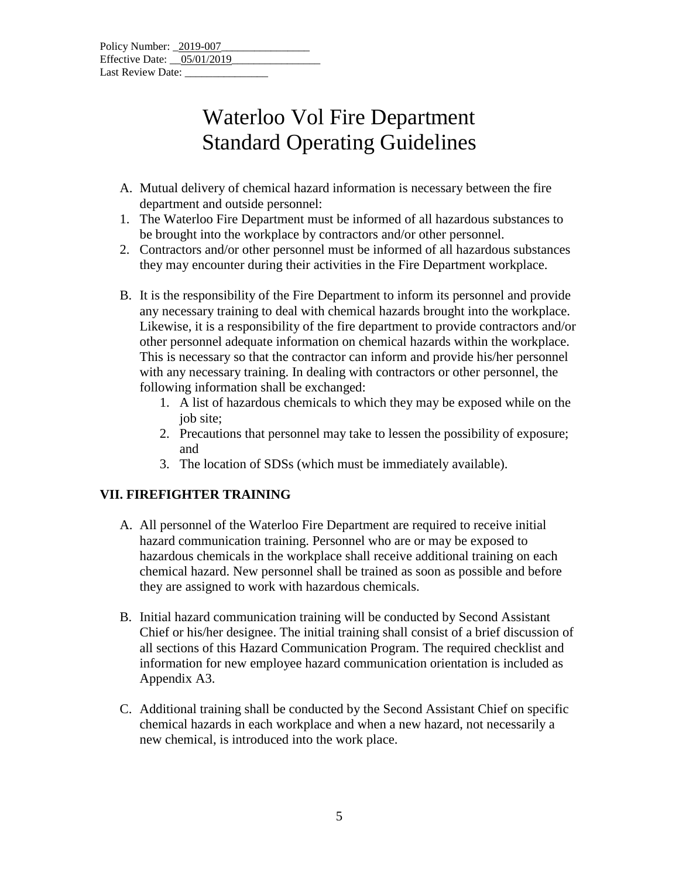Policy Number: _2019-007________________
Effective Date: __05/01/2019________________
Last Review Date: _______________

# Waterloo Vol Fire Department
# Standard Operating Guidelines

A. Mutual delivery of chemical hazard information is necessary between the fire department and outside personnel:

1. The Waterloo Fire Department must be informed of all hazardous substances to be brought into the workplace by contractors and/or other personnel.
2. Contractors and/or other personnel must be informed of all hazardous substances they may encounter during their activities in the Fire Department workplace.

B. It is the responsibility of the Fire Department to inform its personnel and provide any necessary training to deal with chemical hazards brought into the workplace. Likewise, it is a responsibility of the fire department to provide contractors and/or other personnel adequate information on chemical hazards within the workplace. This is necessary so that the contractor can inform and provide his/her personnel with any necessary training. In dealing with contractors or other personnel, the following information shall be exchanged:

   1. A list of hazardous chemicals to which they may be exposed while on the job site;
   2. Precautions that personnel may take to lessen the possibility of exposure; and
   3. The location of SDSs (which must be immediately available).

## VII. FIREFIGHTER TRAINING

A. All personnel of the Waterloo Fire Department are required to receive initial hazard communication training. Personnel who are or may be exposed to hazardous chemicals in the workplace shall receive additional training on each chemical hazard. New personnel shall be trained as soon as possible and before they are assigned to work with hazardous chemicals.

B. Initial hazard communication training will be conducted by Second Assistant Chief or his/her designee. The initial training shall consist of a brief discussion of all sections of this Hazard Communication Program. The required checklist and information for new employee hazard communication orientation is included as Appendix A3.

C. Additional training shall be conducted by the Second Assistant Chief on specific chemical hazards in each workplace and when a new hazard, not necessarily a new chemical, is introduced into the work place.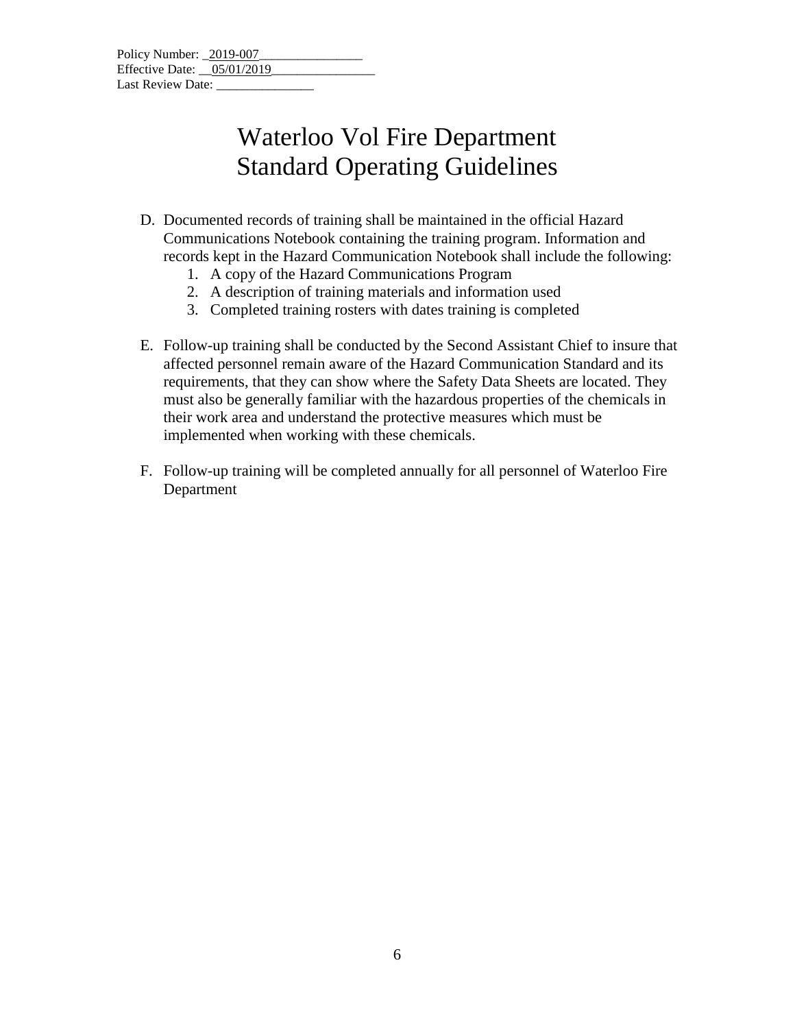Policy Number: 2019-007
Effective Date: 05/01/2019
Last Review Date: _______________

# Waterloo Vol Fire Department
# Standard Operating Guidelines

D. Documented records of training shall be maintained in the official Hazard Communications Notebook containing the training program. Information and records kept in the Hazard Communication Notebook shall include the following:
   1. A copy of the Hazard Communications Program
   2. A description of training materials and information used
   3. Completed training rosters with dates training is completed

E. Follow-up training shall be conducted by the Second Assistant Chief to insure that affected personnel remain aware of the Hazard Communication Standard and its requirements, that they can show where the Safety Data Sheets are located. They must also be generally familiar with the hazardous properties of the chemicals in their work area and understand the protective measures which must be implemented when working with these chemicals.

F. Follow-up training will be completed annually for all personnel of Waterloo Fire Department